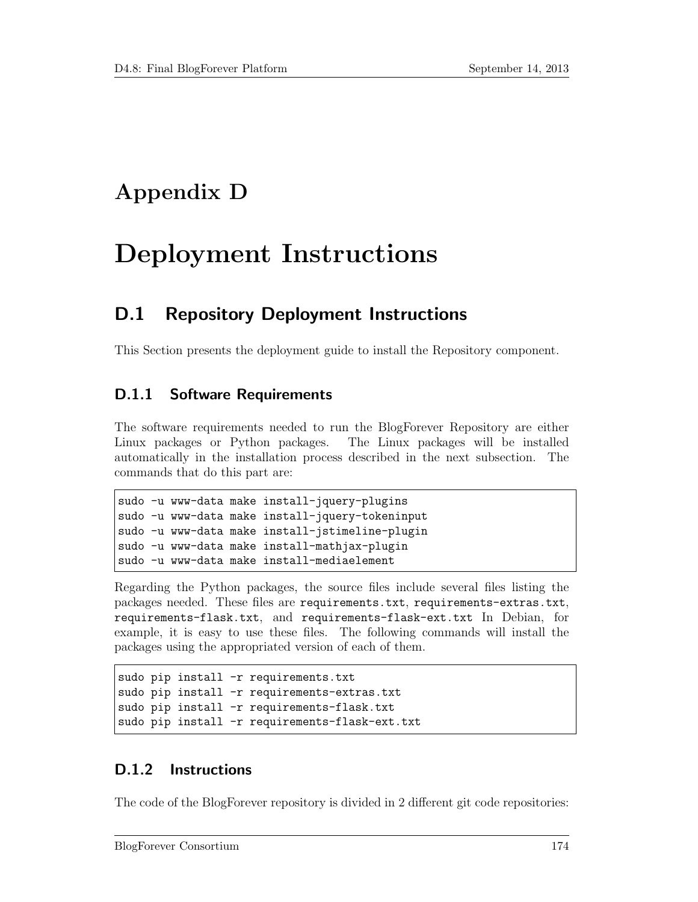# Appendix D

# Deployment Instructions

## D.1 Repository Deployment Instructions

This Section presents the deployment guide to install the Repository component.

### D.1.1 Software Requirements

The software requirements needed to run the BlogForever Repository are either Linux packages or Python packages. The Linux packages will be installed automatically in the installation process described in the next subsection. The commands that do this part are:

```
sudo -u www-data make install-jquery-plugins
sudo -u www-data make install-jquery-tokeninput
sudo -u www-data make install-jstimeline-plugin
sudo -u www-data make install-mathjax-plugin
sudo -u www-data make install-mediaelement
```

Regarding the Python packages, the source files include several files listing the packages needed. These files are `requirements.txt`, `requirements-extras.txt`, `requirements-flask.txt`, and `requirements-flask-ext.txt` In Debian, for example, it is easy to use these files. The following commands will install the packages using the appropriated version of each of them.

```
sudo pip install -r requirements.txt
sudo pip install -r requirements-extras.txt
sudo pip install -r requirements-flask.txt
sudo pip install -r requirements-flask-ext.txt
```

### D.1.2 Instructions

The code of the BlogForever repository is divided in 2 different git code repositories: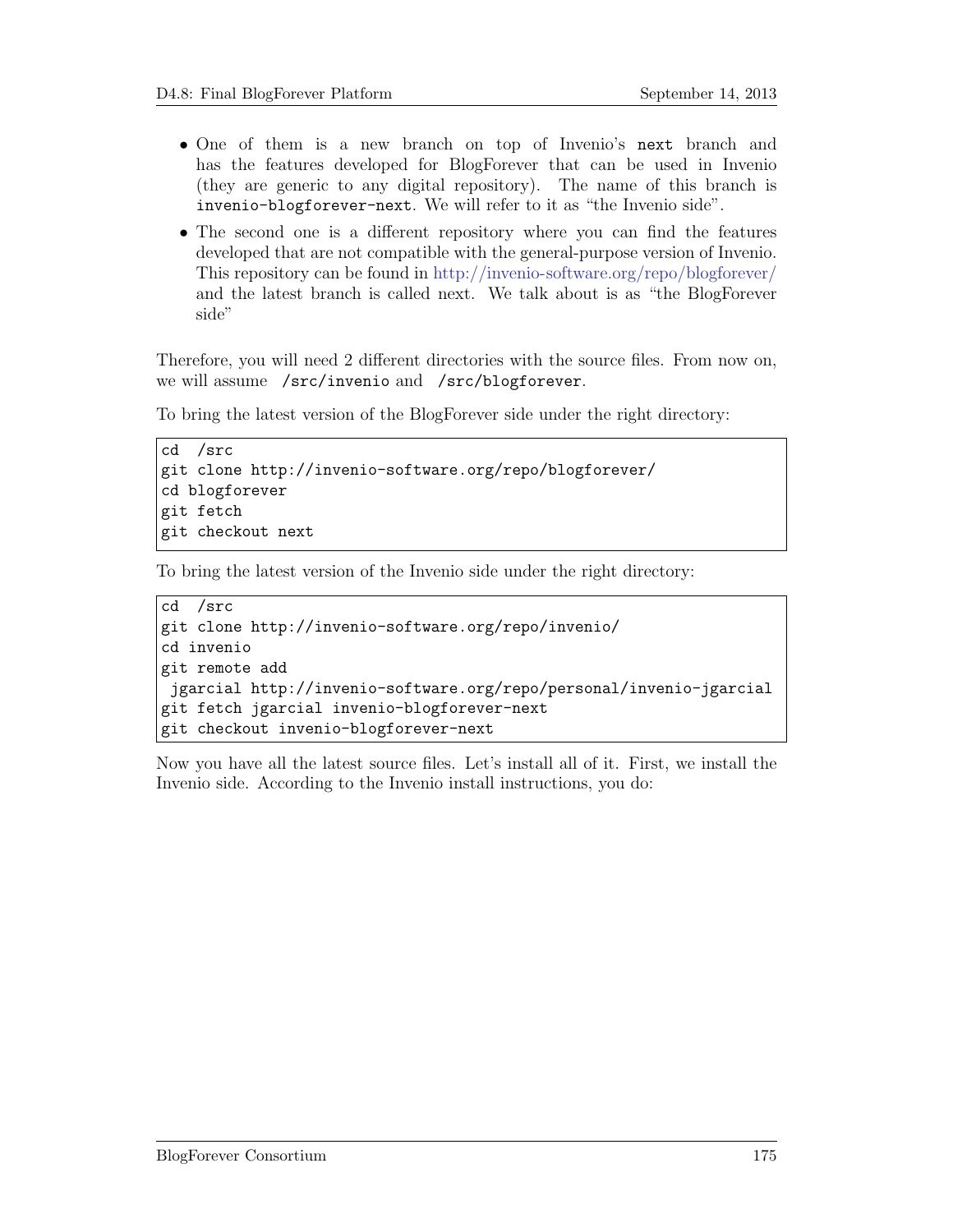- One of them is a new branch on top of Invenio's `next` branch and has the features developed for BlogForever that can be used in Invenio (they are generic to any digital repository). The name of this branch is `invenio-blogforever-next`. We will refer to it as "the Invenio side".
- The second one is a different repository where you can find the features developed that are not compatible with the general-purpose version of Invenio. This repository can be found in http://invenio-software.org/repo/blogforever/ and the latest branch is called next. We talk about is as "the BlogForever side"

Therefore, you will need 2 different directories with the source files. From now on, we will assume `/src/invenio` and `/src/blogforever`.

To bring the latest version of the BlogForever side under the right directory:

```
cd /src
git clone http://invenio-software.org/repo/blogforever/
cd blogforever
git fetch
git checkout next
```

To bring the latest version of the Invenio side under the right directory:

```
cd /src
git clone http://invenio-software.org/repo/invenio/
cd invenio
git remote add
 jgarcial http://invenio-software.org/repo/personal/invenio-jgarcial
git fetch jgarcial invenio-blogforever-next
git checkout invenio-blogforever-next
```

Now you have all the latest source files. Let's install all of it. First, we install the Invenio side. According to the Invenio install instructions, you do: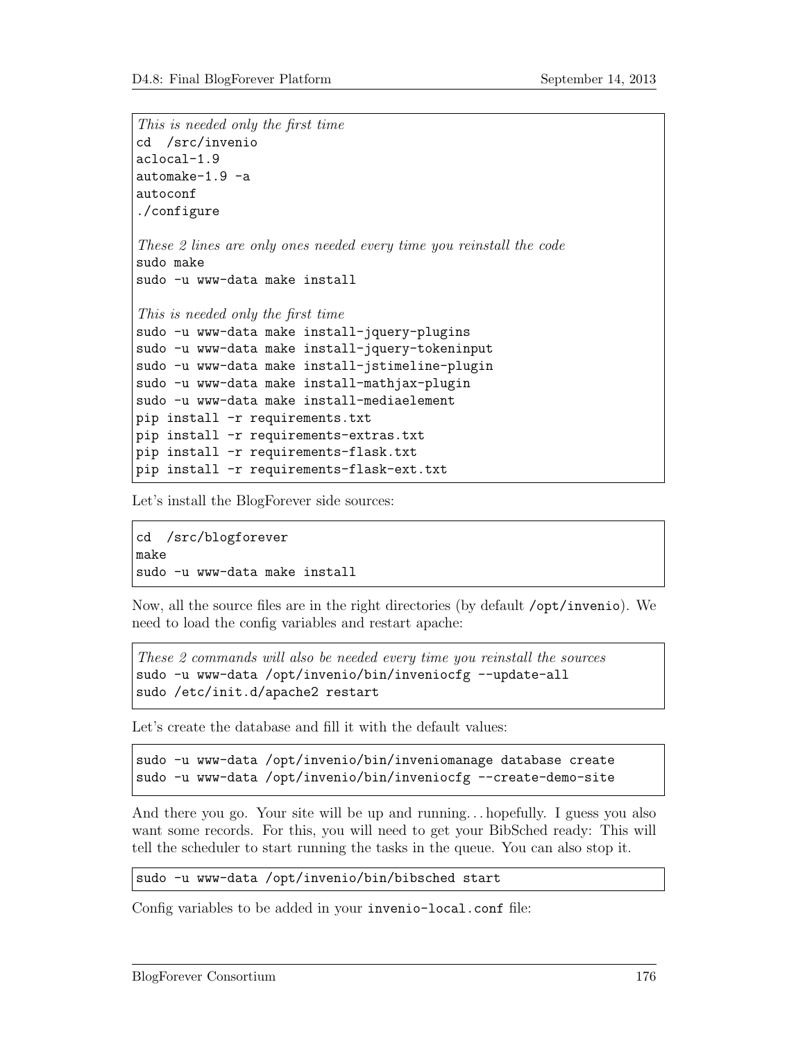```
This is needed only the first time
cd  /src/invenio
aclocal-1.9
automake-1.9 -a
autoconf
./configure

These 2 lines are only ones needed every time you reinstall the code
sudo make
sudo -u www-data make install

This is needed only the first time
sudo -u www-data make install-jquery-plugins
sudo -u www-data make install-jquery-tokeninput
sudo -u www-data make install-jstimeline-plugin
sudo -u www-data make install-mathjax-plugin
sudo -u www-data make install-mediaelement
pip install -r requirements.txt
pip install -r requirements-extras.txt
pip install -r requirements-flask.txt
pip install -r requirements-flask-ext.txt
```

Let's install the BlogForever side sources:

```
cd  /src/blogforever
make
sudo -u www-data make install
```

Now, all the source files are in the right directories (by default `/opt/invenio`). We need to load the config variables and restart apache:

```
These 2 commands will also be needed every time you reinstall the sources
sudo -u www-data /opt/invenio/bin/inveniocfg --update-all
sudo /etc/init.d/apache2 restart
```

Let's create the database and fill it with the default values:

```
sudo -u www-data /opt/invenio/bin/inveniomanage database create
sudo -u www-data /opt/invenio/bin/inveniocfg --create-demo-site
```

And there you go. Your site will be up and running... hopefully. I guess you also want some records. For this, you will need to get your BibSched ready: This will tell the scheduler to start running the tasks in the queue. You can also stop it.

```
sudo -u www-data /opt/invenio/bin/bibsched start
```

Config variables to be added in your `invenio-local.conf` file: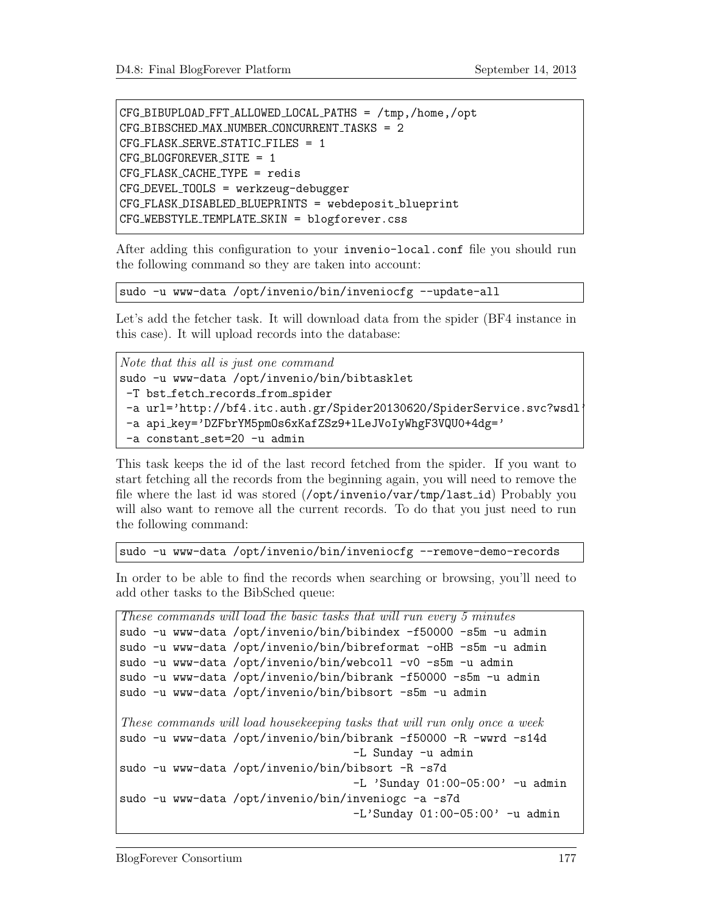```
CFG_BIBUPLOAD_FFT_ALLOWED_LOCAL_PATHS = /tmp,/home,/opt
CFG_BIBSCHED_MAX_NUMBER_CONCURRENT_TASKS = 2
CFG_FLASK_SERVE_STATIC_FILES = 1
CFG_BLOGFOREVER_SITE = 1
CFG_FLASK_CACHE_TYPE = redis
CFG_DEVEL_TOOLS = werkzeug-debugger
CFG_FLASK_DISABLED_BLUEPRINTS = webdeposit_blueprint
CFG_WEBSTYLE_TEMPLATE_SKIN = blogforever.css
```

After adding this configuration to your `invenio-local.conf` file you should run the following command so they are taken into account:

```
sudo -u www-data /opt/invenio/bin/inveniocfg --update-all
```

Let's add the fetcher task. It will download data from the spider (BF4 instance in this case). It will upload records into the database:

```
Note that this all is just one command
sudo -u www-data /opt/invenio/bin/bibtasklet
 -T bst_fetch_records_from_spider
 -a url='http://bf4.itc.auth.gr/Spider20130620/SpiderService.svc?wsdl'
 -a api_key='DZFbrYM5pmOs6xKafZSz9+1LeJVoIyWhgF3VQU0+4dg='
 -a constant_set=20 -u admin
```

This task keeps the id of the last record fetched from the spider. If you want to start fetching all the records from the beginning again, you will need to remove the file where the last id was stored (`/opt/invenio/var/tmp/last_id`) Probably you will also want to remove all the current records. To do that you just need to run the following command:

```
sudo -u www-data /opt/invenio/bin/inveniocfg --remove-demo-records
```

In order to be able to find the records when searching or browsing, you'll need to add other tasks to the BibSched queue:

```
These commands will load the basic tasks that will run every 5 minutes
sudo -u www-data /opt/invenio/bin/bibindex -f50000 -s5m -u admin
sudo -u www-data /opt/invenio/bin/bibreformat -oHB -s5m -u admin
sudo -u www-data /opt/invenio/bin/webcoll -v0 -s5m -u admin
sudo -u www-data /opt/invenio/bin/bibrank -f50000 -s5m -u admin
sudo -u www-data /opt/invenio/bin/bibsort -s5m -u admin

These commands will load housekeeping tasks that will run only once a week
sudo -u www-data /opt/invenio/bin/bibrank -f50000 -R -wwrd -s14d
                                  -L Sunday -u admin
sudo -u www-data /opt/invenio/bin/bibsort -R -s7d
                                  -L 'Sunday 01:00-05:00' -u admin
sudo -u www-data /opt/invenio/bin/inveniogc -a -s7d
                                  -L'Sunday 01:00-05:00' -u admin
```